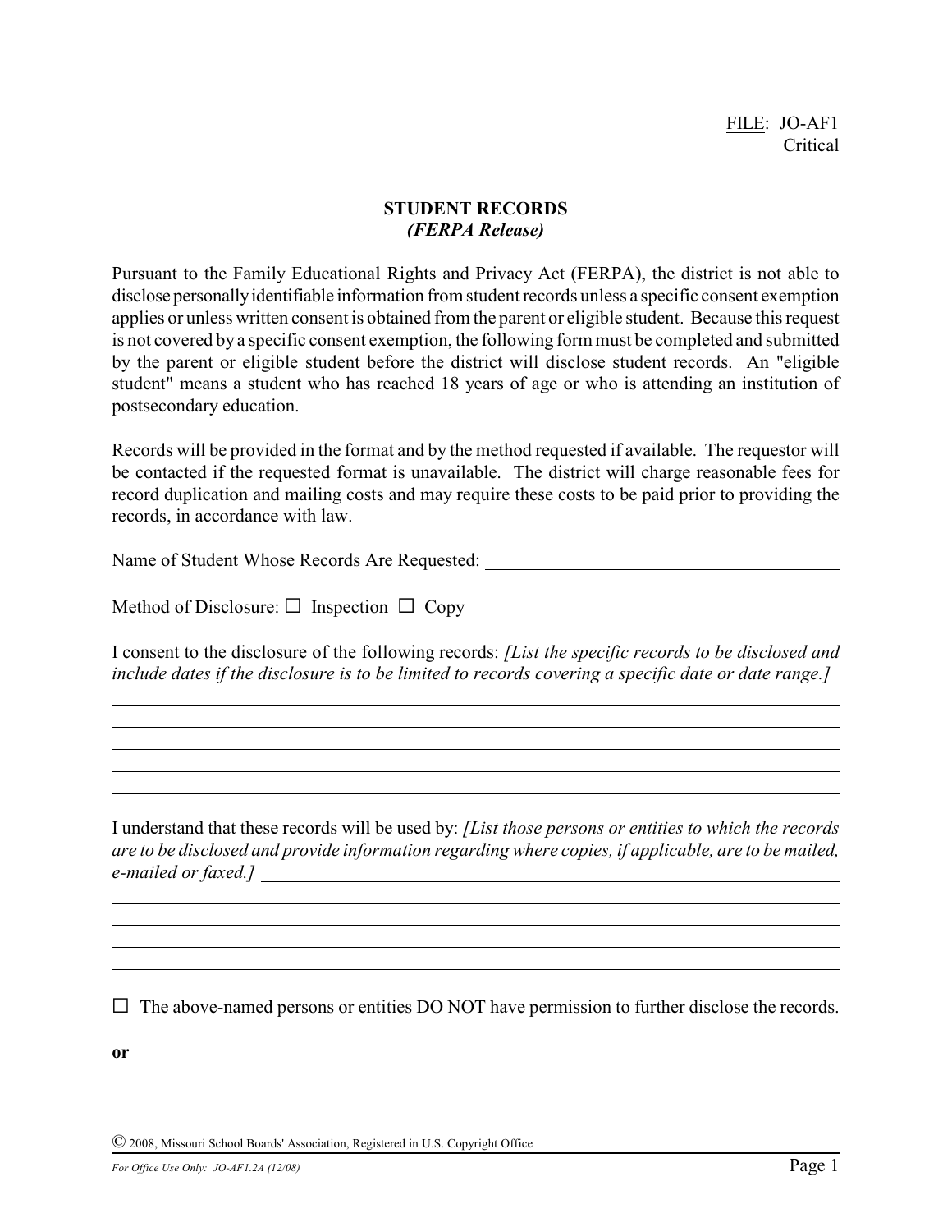FILE: JO-AF1
Critical

# STUDENT RECORDS
## *(FERPA Release)*

Pursuant to the Family Educational Rights and Privacy Act (FERPA), the district is not able to disclose personally identifiable information from student records unless a specific consent exemption applies or unless written consent is obtained from the parent or eligible student. Because this request is not covered by a specific consent exemption, the following form must be completed and submitted by the parent or eligible student before the district will disclose student records. An "eligible student" means a student who has reached 18 years of age or who is attending an institution of postsecondary education.

Records will be provided in the format and by the method requested if available. The requestor will be contacted if the requested format is unavailable. The district will charge reasonable fees for record duplication and mailing costs and may require these costs to be paid prior to providing the records, in accordance with law.

Name of Student Whose Records Are Requested: ________________________________

Method of Disclosure: ☐ Inspection ☐ Copy

I consent to the disclosure of the following records: *[List the specific records to be disclosed and include dates if the disclosure is to be limited to records covering a specific date or date range.]*

______________________________________________________________________

______________________________________________________________________

______________________________________________________________________

______________________________________________________________________

______________________________________________________________________

I understand that these records will be used by: *[List those persons or entities to which the records are to be disclosed and provide information regarding where copies, if applicable, are to be mailed, e-mailed or faxed.]* ________________________________

______________________________________________________________________

______________________________________________________________________

______________________________________________________________________

______________________________________________________________________

☐ The above-named persons or entities DO NOT have permission to further disclose the records.

**or**

© 2008, Missouri School Boards' Association, Registered in U.S. Copyright Office

*For Office Use Only: JO-AF1.2A (12/08)*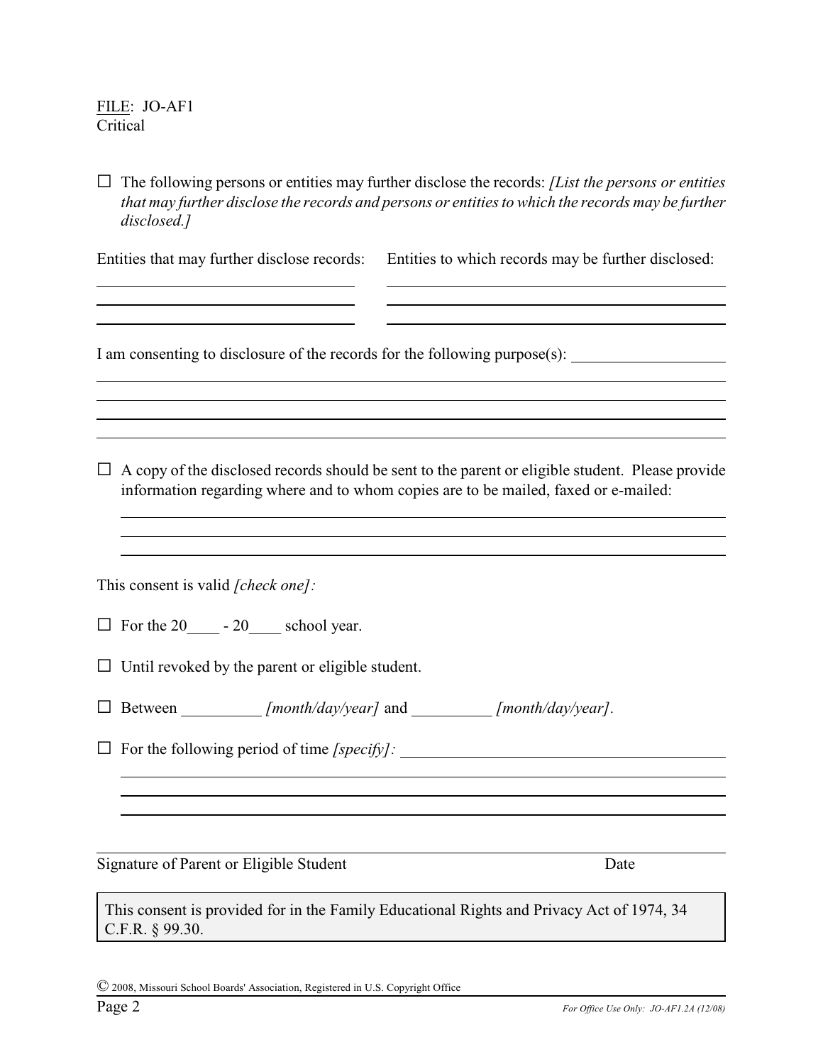FILE: JO-AF1
Critical

☐ The following persons or entities may further disclose the records: *[List the persons or entities that may further disclose the records and persons or entities to which the records may be further disclosed.]*

| Entities that may further disclose records: | Entities to which records may be further disclosed: |
| --- | --- |
| ______________________________ | ______________________________ |
| ______________________________ | ______________________________ |
| ______________________________ | ______________________________ |

I am consenting to disclosure of the records for the following purpose(s): ____________________
____________________________________________________________________________
____________________________________________________________________________
____________________________________________________________________________
____________________________________________________________________________

☐ A copy of the disclosed records should be sent to the parent or eligible student. Please provide information regarding where and to whom copies are to be mailed, faxed or e-mailed:
____________________________________________________________________________
____________________________________________________________________________
____________________________________________________________________________

This consent is valid *[check one]:*

☐ For the 20____ - 20____ school year.

☐ Until revoked by the parent or eligible student.

☐ Between __________ *[month/day/year]* and __________ *[month/day/year]*.

☐ For the following period of time *[specify]:* ________________________________________
____________________________________________________________________________
____________________________________________________________________________
____________________________________________________________________________

____________________________________________________________________________
Signature of Parent or Eligible Student                                                                Date

> This consent is provided for in the Family Educational Rights and Privacy Act of 1974, 34 C.F.R. § 99.30.

© 2008, Missouri School Boards' Association, Registered in U.S. Copyright Office

*For Office Use Only: JO-AF1.2A (12/08)*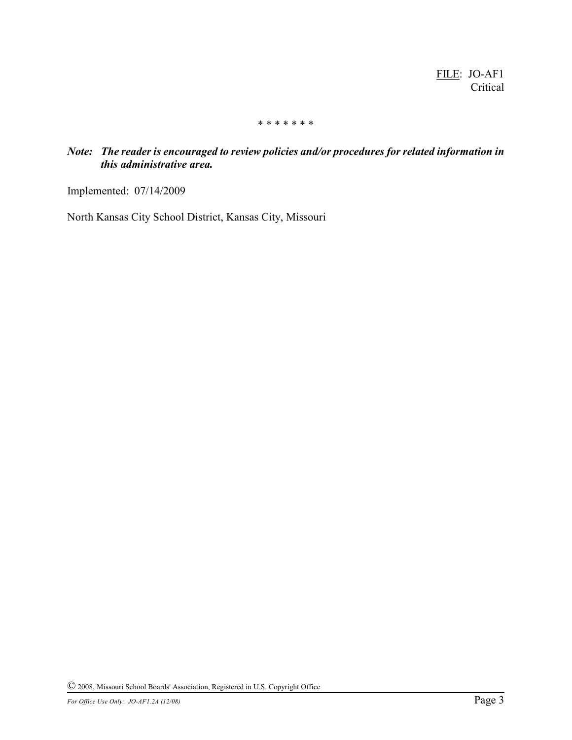FILE: JO-AF1
Critical

\* \* \* \* \* \* \*

***Note: The reader is encouraged to review policies and/or procedures for related information in this administrative area.***

Implemented: 07/14/2009

North Kansas City School District, Kansas City, Missouri

© 2008, Missouri School Boards' Association, Registered in U.S. Copyright Office

*For Office Use Only: JO-AF1.2A (12/08)*